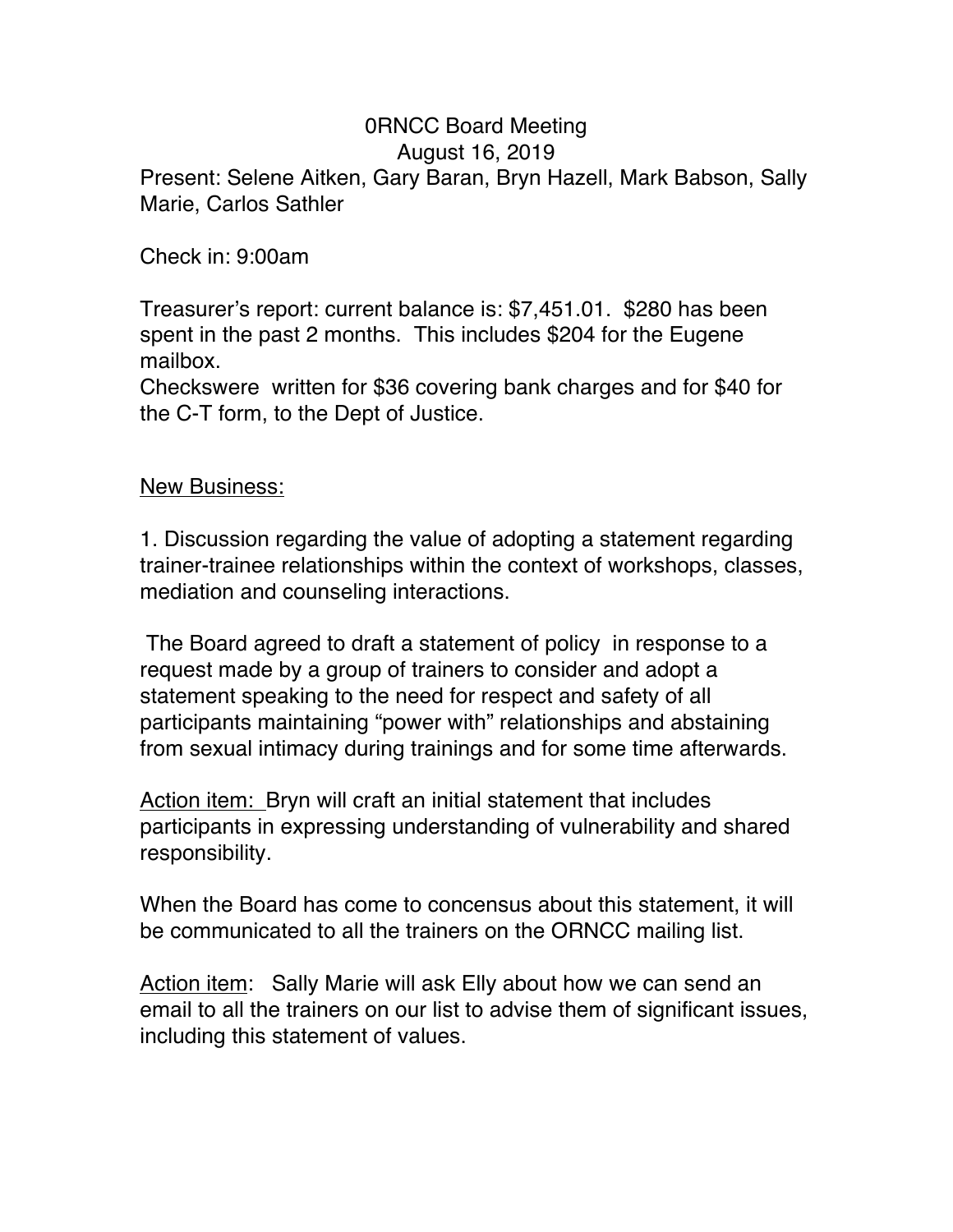0RNCC Board Meeting
August 16, 2019

Present: Selene Aitken, Gary Baran, Bryn Hazell, Mark Babson, Sally Marie, Carlos Sathler

Check in: 9:00am

Treasurer's report: current balance is: $7,451.01. $280 has been spent in the past 2 months. This includes $204 for the Eugene mailbox.
Checkswere written for $36 covering bank charges and for $40 for the C-T form, to the Dept of Justice.

<u>New Business:</u>

1. Discussion regarding the value of adopting a statement regarding trainer-trainee relationships within the context of workshops, classes, mediation and counseling interactions.

The Board agreed to draft a statement of policy in response to a request made by a group of trainers to consider and adopt a statement speaking to the need for respect and safety of all participants maintaining "power with" relationships and abstaining from sexual intimacy during trainings and for some time afterwards.

<u>Action item:</u> Bryn will craft an initial statement that includes participants in expressing understanding of vulnerability and shared responsibility.

When the Board has come to concensus about this statement, it will be communicated to all the trainers on the ORNCC mailing list.

<u>Action item</u>: Sally Marie will ask Elly about how we can send an email to all the trainers on our list to advise them of significant issues, including this statement of values.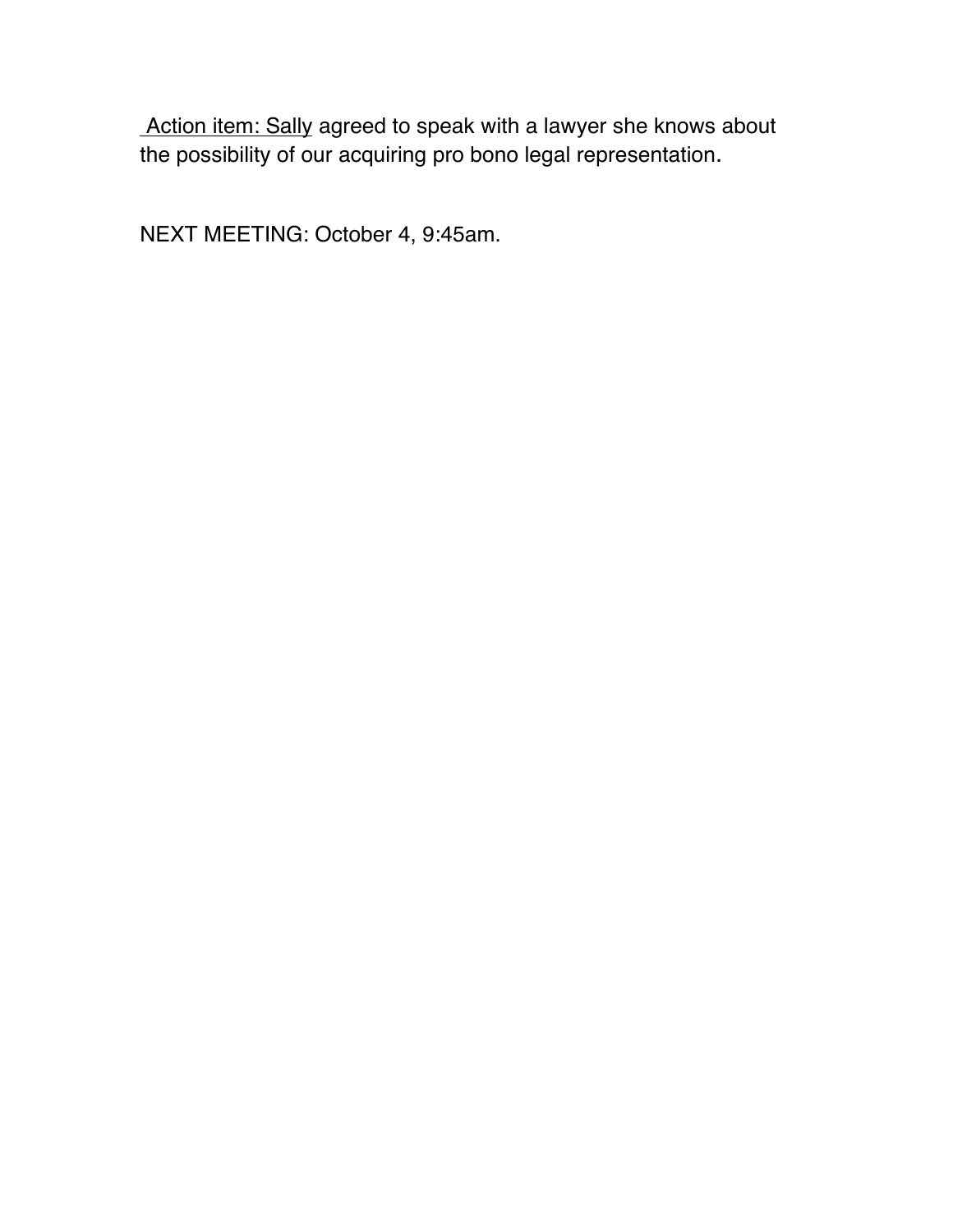<u>Action item: Sally</u> agreed to speak with a lawyer she knows about the possibility of our acquiring pro bono legal representation.

NEXT MEETING: October 4, 9:45am.